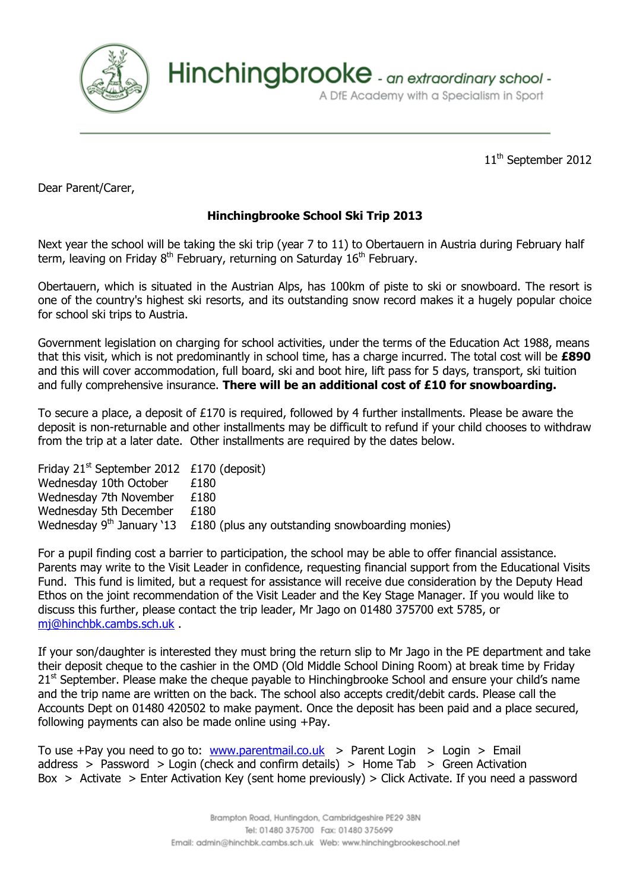Hinchingbrooke - an extraordinary school -
A DfE Academy with a Specialism in Sport

11th September 2012

Dear Parent/Carer,

**Hinchingbrooke School Ski Trip 2013**

Next year the school will be taking the ski trip (year 7 to 11) to Obertauern in Austria during February half term, leaving on Friday 8th February, returning on Saturday 16th February.

Obertauern, which is situated in the Austrian Alps, has 100km of piste to ski or snowboard. The resort is one of the country's highest ski resorts, and its outstanding snow record makes it a hugely popular choice for school ski trips to Austria.

Government legislation on charging for school activities, under the terms of the Education Act 1988, means that this visit, which is not predominantly in school time, has a charge incurred. The total cost will be **£890** and this will cover accommodation, full board, ski and boot hire, lift pass for 5 days, transport, ski tuition and fully comprehensive insurance. **There will be an additional cost of £10 for snowboarding.**

To secure a place, a deposit of £170 is required, followed by 4 further installments. Please be aware the deposit is non-returnable and other installments may be difficult to refund if your child chooses to withdraw from the trip at a later date. Other installments are required by the dates below.

| | |
|---|---|
| Friday 21st September 2012 | £170 (deposit) |
| Wednesday 10th October | £180 |
| Wednesday 7th November | £180 |
| Wednesday 5th December | £180 |
| Wednesday 9th January '13 | £180 (plus any outstanding snowboarding monies) |

For a pupil finding cost a barrier to participation, the school may be able to offer financial assistance. Parents may write to the Visit Leader in confidence, requesting financial support from the Educational Visits Fund. This fund is limited, but a request for assistance will receive due consideration by the Deputy Head Ethos on the joint recommendation of the Visit Leader and the Key Stage Manager. If you would like to discuss this further, please contact the trip leader, Mr Jago on 01480 375700 ext 5785, or mj@hinchbk.cambs.sch.uk .

If your son/daughter is interested they must bring the return slip to Mr Jago in the PE department and take their deposit cheque to the cashier in the OMD (Old Middle School Dining Room) at break time by Friday 21st September. Please make the cheque payable to Hinchingbrooke School and ensure your child's name and the trip name are written on the back. The school also accepts credit/debit cards. Please call the Accounts Dept on 01480 420502 to make payment. Once the deposit has been paid and a place secured, following payments can also be made online using +Pay.

To use +Pay you need to go to: www.parentmail.co.uk > Parent Login > Login > Email address > Password > Login (check and confirm details) > Home Tab > Green Activation Box > Activate > Enter Activation Key (sent home previously) > Click Activate. If you need a password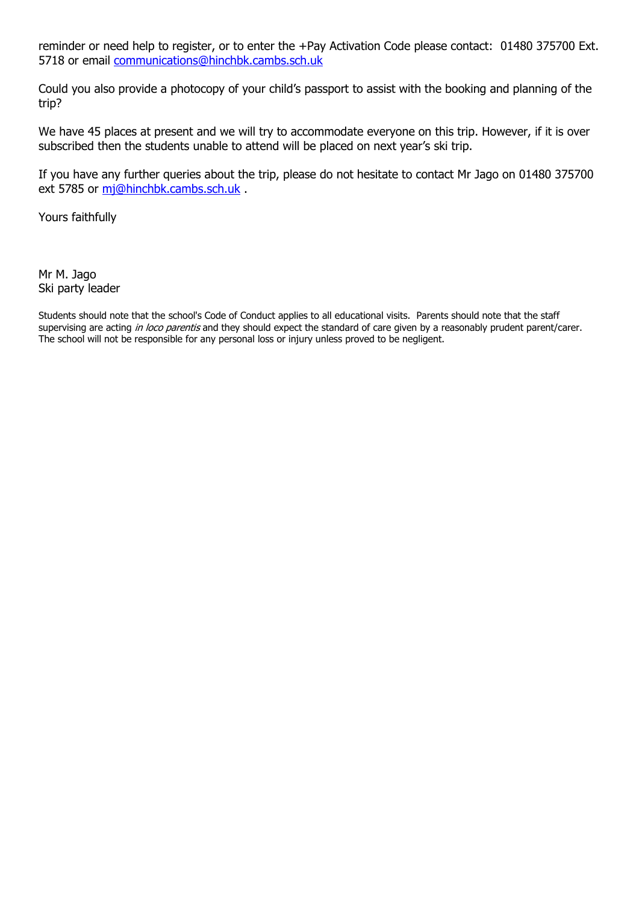reminder or need help to register, or to enter the +Pay Activation Code please contact: 01480 375700 Ext. 5718 or email communications@hinchbk.cambs.sch.uk

Could you also provide a photocopy of your child's passport to assist with the booking and planning of the trip?

We have 45 places at present and we will try to accommodate everyone on this trip. However, if it is over subscribed then the students unable to attend will be placed on next year's ski trip.

If you have any further queries about the trip, please do not hesitate to contact Mr Jago on 01480 375700 ext 5785 or mj@hinchbk.cambs.sch.uk .

Yours faithfully

Mr M. Jago
Ski party leader

Students should note that the school's Code of Conduct applies to all educational visits. Parents should note that the staff supervising are acting *in loco parentis* and they should expect the standard of care given by a reasonably prudent parent/carer. The school will not be responsible for any personal loss or injury unless proved to be negligent.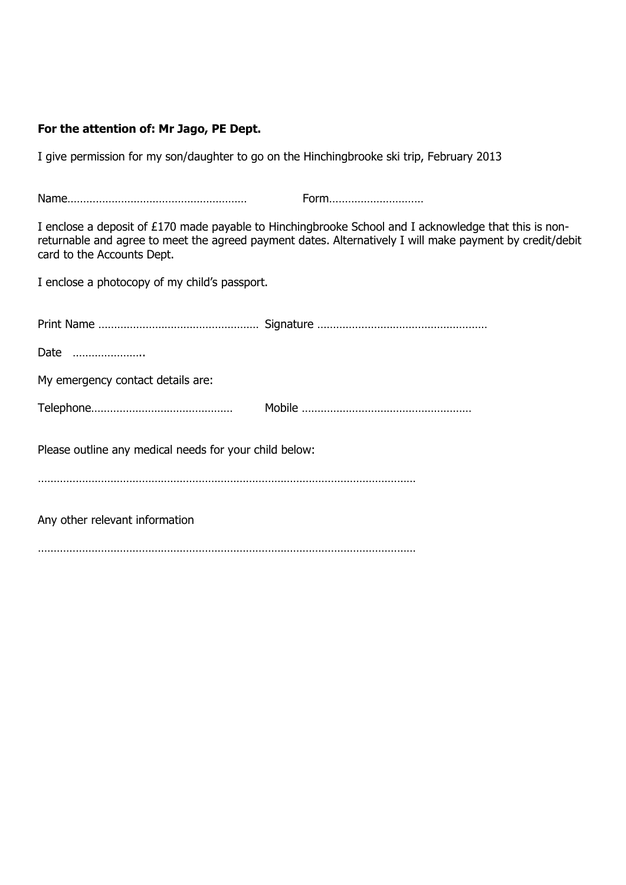**For the attention of: Mr Jago, PE Dept.**

I give permission for my son/daughter to go on the Hinchingbrooke ski trip, February 2013

Name………………………………………………… Form…………………………

I enclose a deposit of £170 made payable to Hinchingbrooke School and I acknowledge that this is non-returnable and agree to meet the agreed payment dates. Alternatively I will make payment by credit/debit card to the Accounts Dept.

I enclose a photocopy of my child's passport.

Print Name …………………………………………… Signature ………………………………………………

Date …………………..

My emergency contact details are:

Telephone……………………………………… Mobile ………………………………………………

Please outline any medical needs for your child below:

…………………………………………………………………………………………………………

Any other relevant information

…………………………………………………………………………………………………………